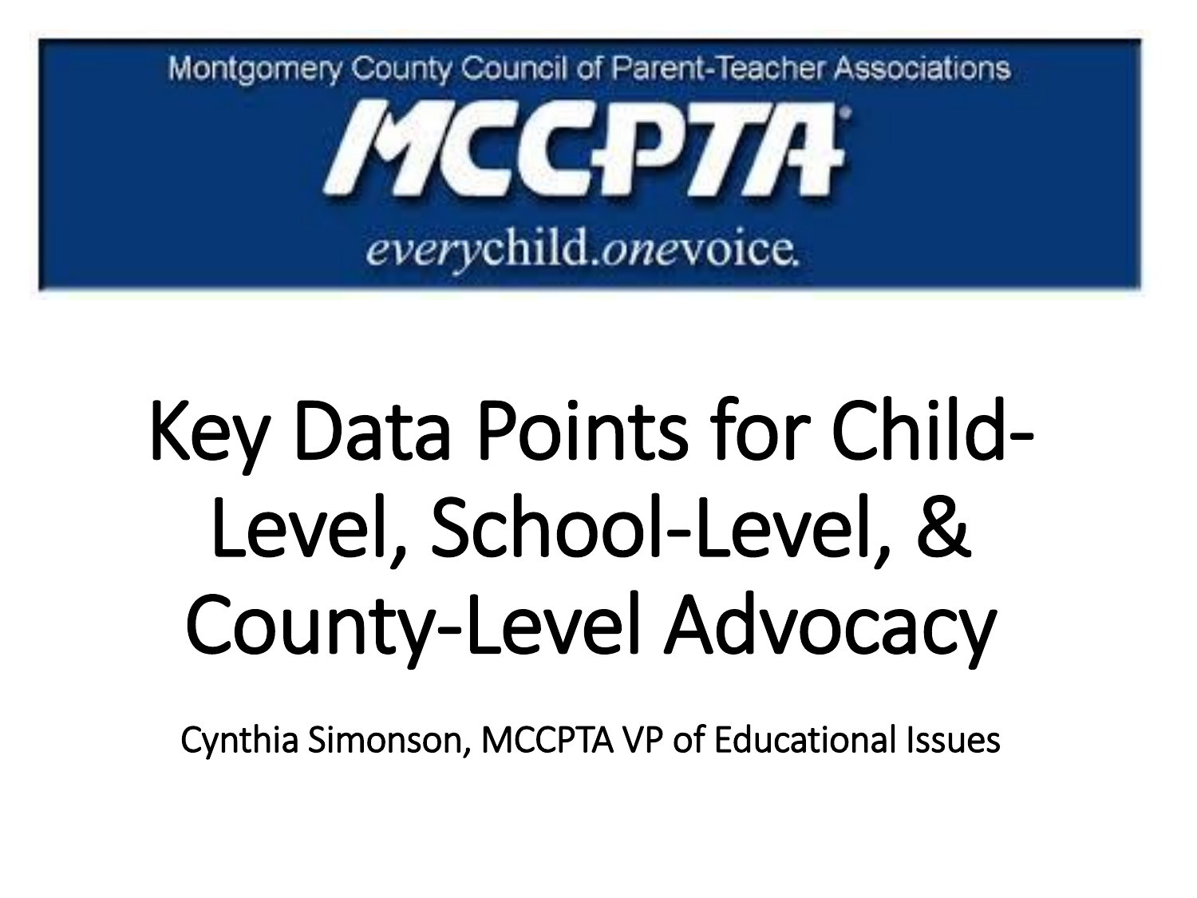Montgomery County Council of Parent-Teacher Associations

MCCPTA

*every*child.*one*voice.

# Key Data Points for Child-Level, School-Level, & County-Level Advocacy

Cynthia Simonson, MCCPTA VP of Educational Issues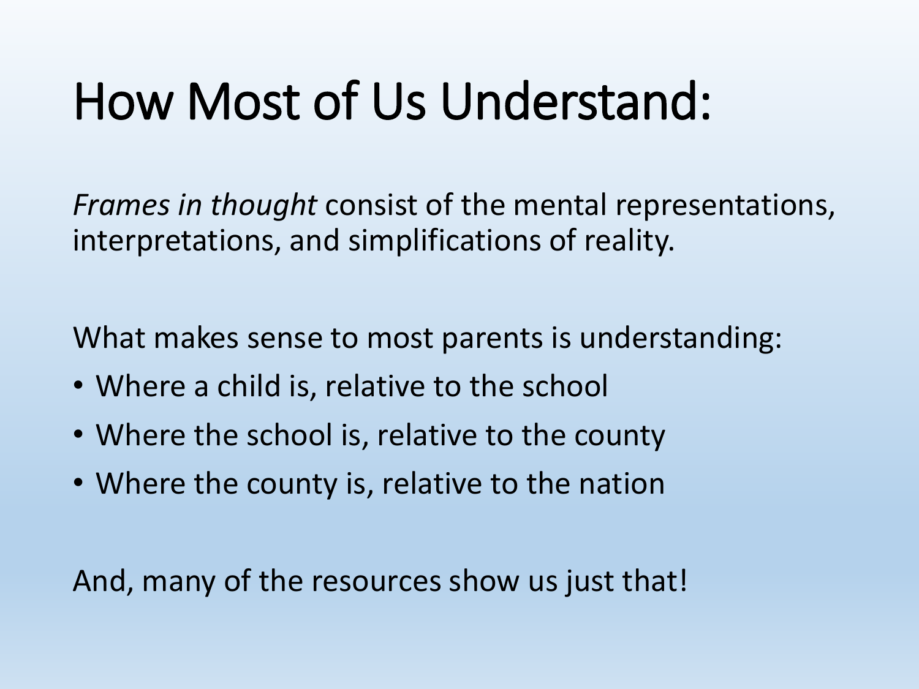# How Most of Us Understand:

*Frames in thought* consist of the mental representations, interpretations, and simplifications of reality.

What makes sense to most parents is understanding:

- Where a child is, relative to the school
- Where the school is, relative to the county
- Where the county is, relative to the nation

And, many of the resources show us just that!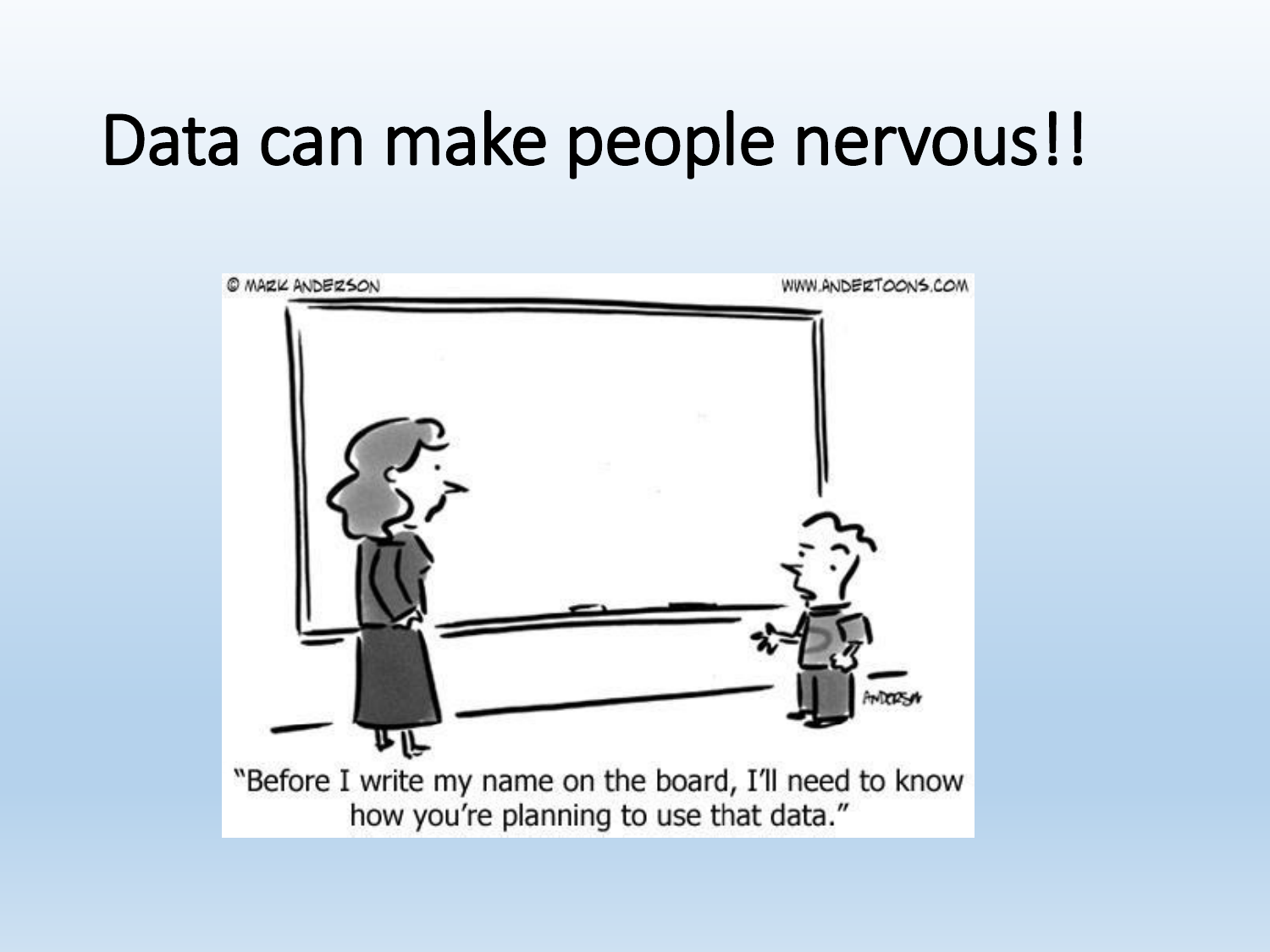# Data can make people nervous!!

© MARK ANDERSON WWW.ANDERTOONS.COM

"Before I write my name on the board, I'll need to know how you're planning to use that data."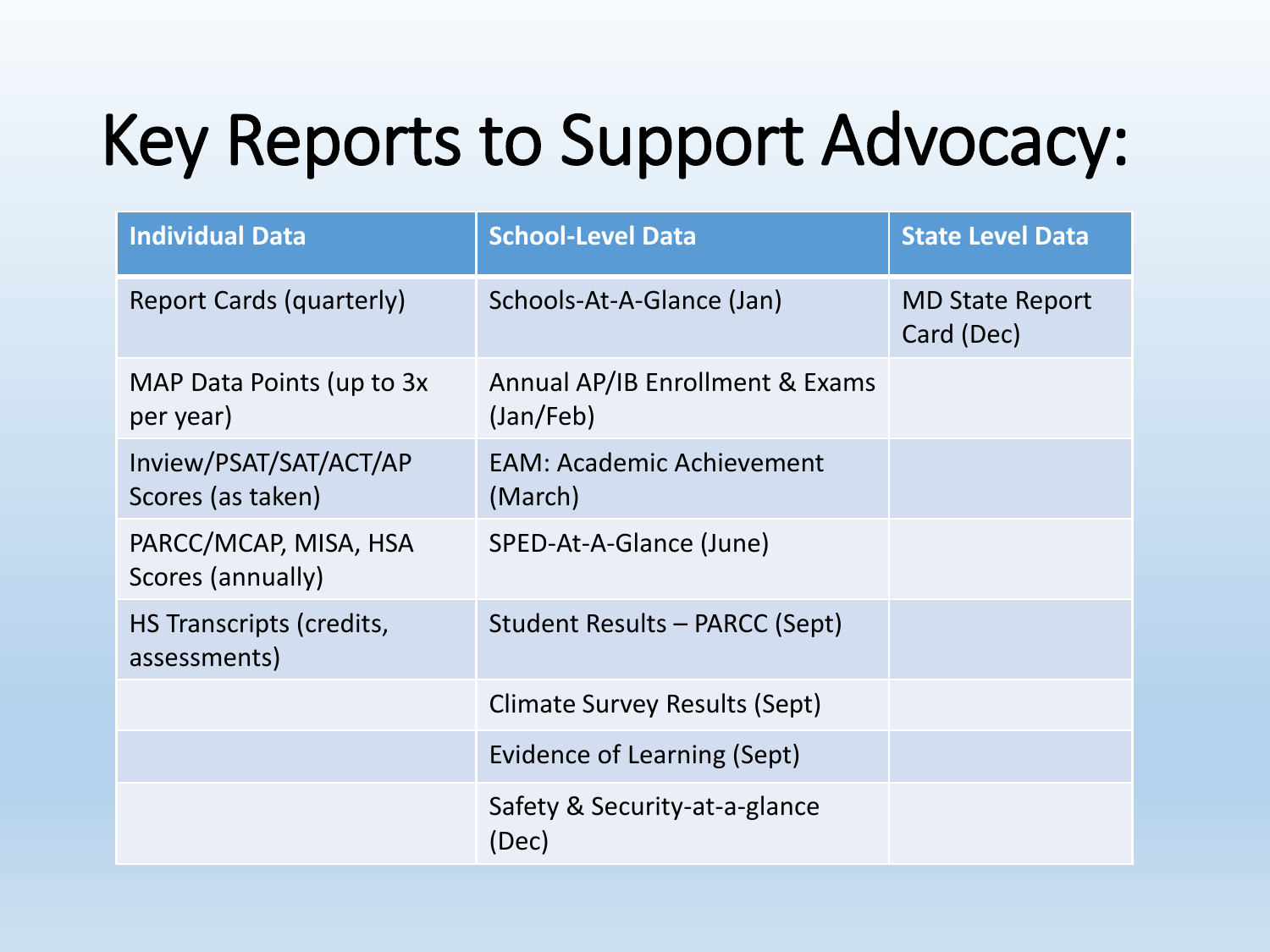# Key Reports to Support Advocacy:

| Individual Data | School-Level Data | State Level Data |
| --- | --- | --- |
| Report Cards (quarterly) | Schools-At-A-Glance (Jan) | MD State Report Card (Dec) |
| MAP Data Points (up to 3x per year) | Annual AP/IB Enrollment & Exams (Jan/Feb) | |
| Inview/PSAT/SAT/ACT/AP Scores (as taken) | EAM: Academic Achievement (March) | |
| PARCC/MCAP, MISA, HSA Scores (annually) | SPED-At-A-Glance (June) | |
| HS Transcripts (credits, assessments) | Student Results – PARCC (Sept) | |
| | Climate Survey Results (Sept) | |
| | Evidence of Learning (Sept) | |
| | Safety & Security-at-a-glance (Dec) | |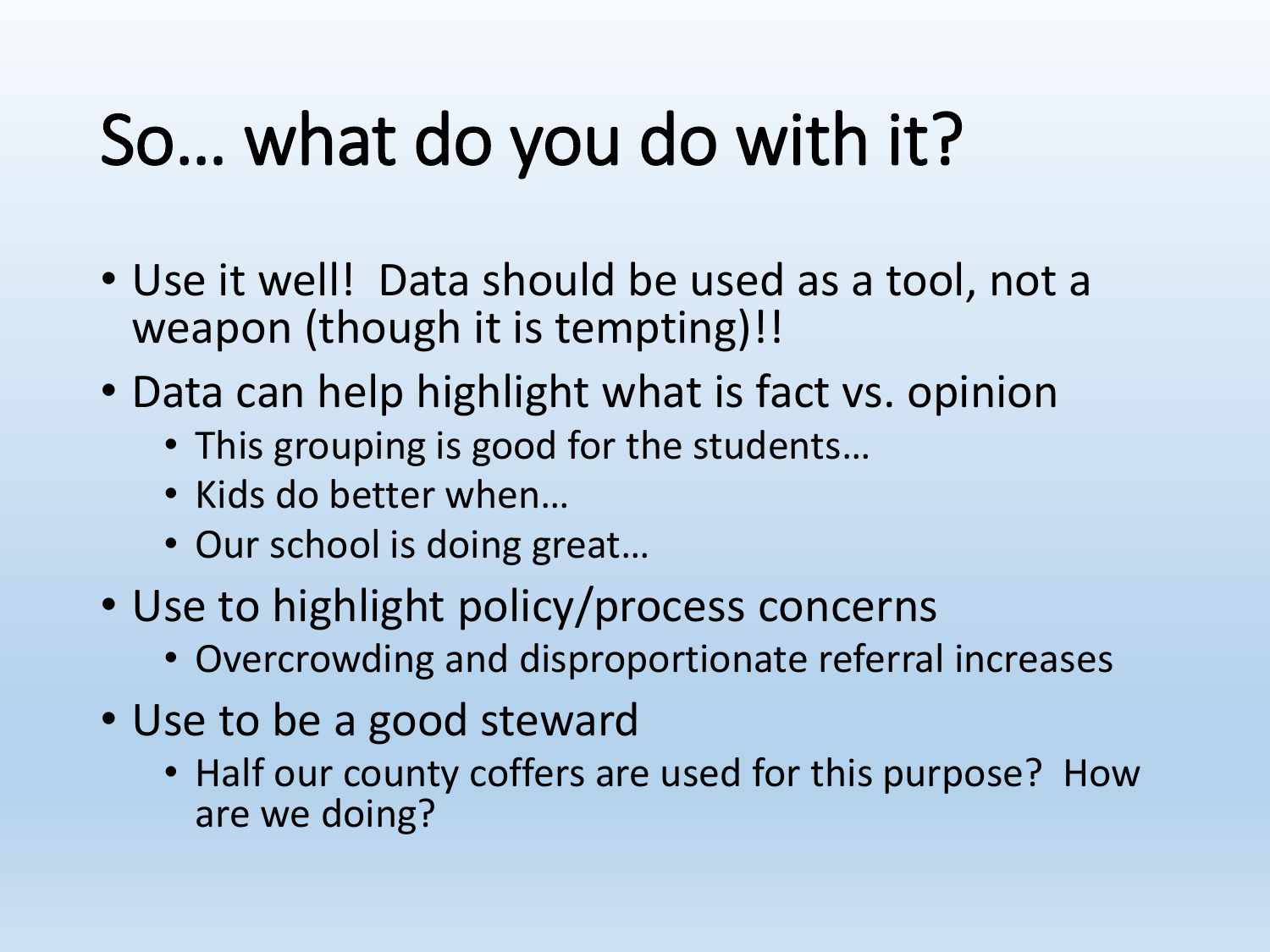# So… what do you do with it?

- Use it well! Data should be used as a tool, not a weapon (though it is tempting)!!
- Data can help highlight what is fact vs. opinion
  - This grouping is good for the students…
  - Kids do better when…
  - Our school is doing great…
- Use to highlight policy/process concerns
  - Overcrowding and disproportionate referral increases
- Use to be a good steward
  - Half our county coffers are used for this purpose? How are we doing?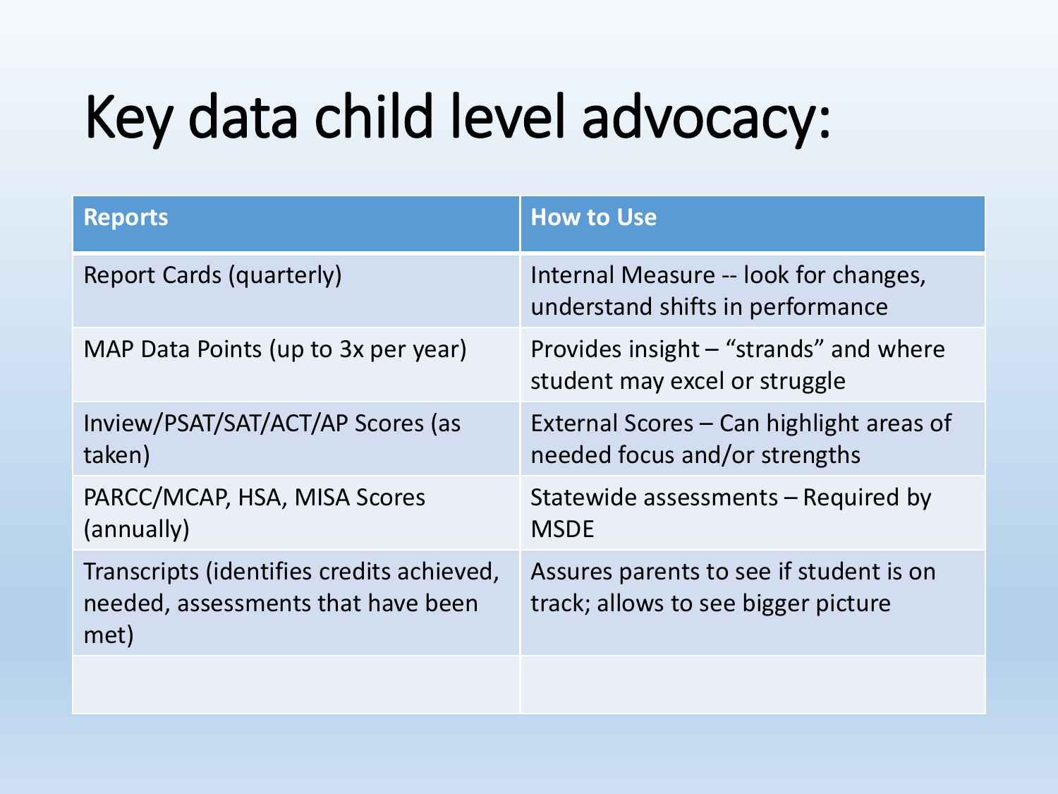# Key data child level advocacy:

| Reports | How to Use |
|---|---|
| Report Cards (quarterly) | Internal Measure -- look for changes, understand shifts in performance |
| MAP Data Points (up to 3x per year) | Provides insight – "strands" and where student may excel or struggle |
| Inview/PSAT/SAT/ACT/AP Scores (as taken) | External Scores – Can highlight areas of needed focus and/or strengths |
| PARCC/MCAP, HSA, MISA Scores (annually) | Statewide assessments – Required by MSDE |
| Transcripts (identifies credits achieved, needed, assessments that have been met) | Assures parents to see if student is on track; allows to see bigger picture |
| | |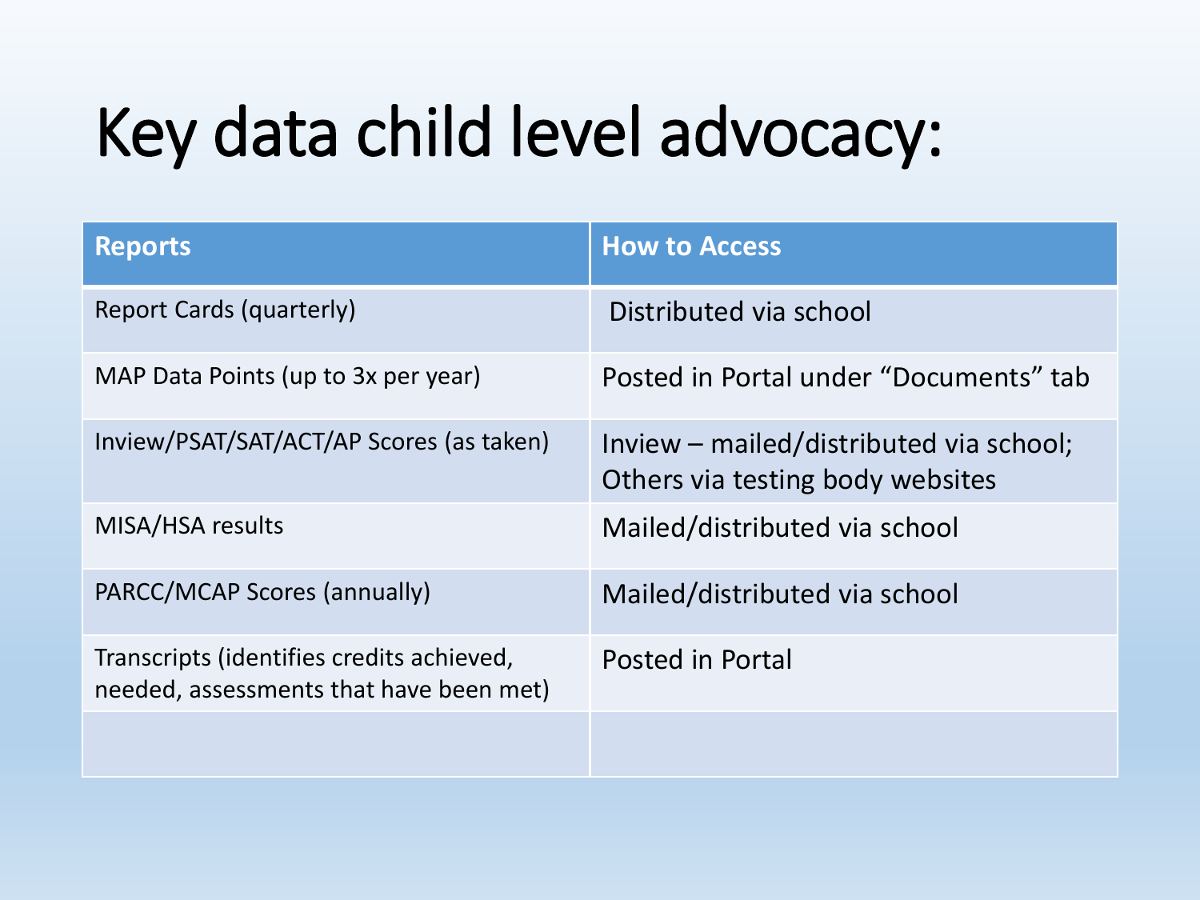# Key data child level advocacy:

| Reports | How to Access |
|---|---|
| Report Cards (quarterly) | Distributed via school |
| MAP Data Points (up to 3x per year) | Posted in Portal under "Documents" tab |
| Inview/PSAT/SAT/ACT/AP Scores (as taken) | Inview – mailed/distributed via school; Others via testing body websites |
| MISA/HSA results | Mailed/distributed via school |
| PARCC/MCAP Scores (annually) | Mailed/distributed via school |
| Transcripts (identifies credits achieved, needed, assessments that have been met) | Posted in Portal |
| | |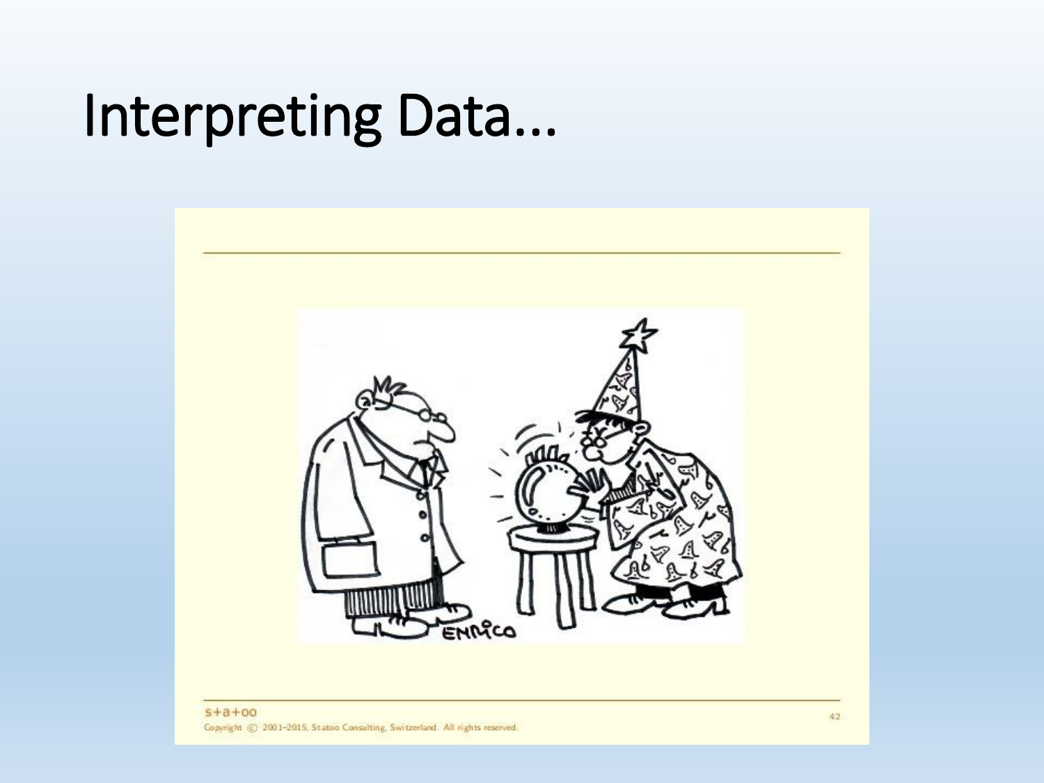# Interpreting Data…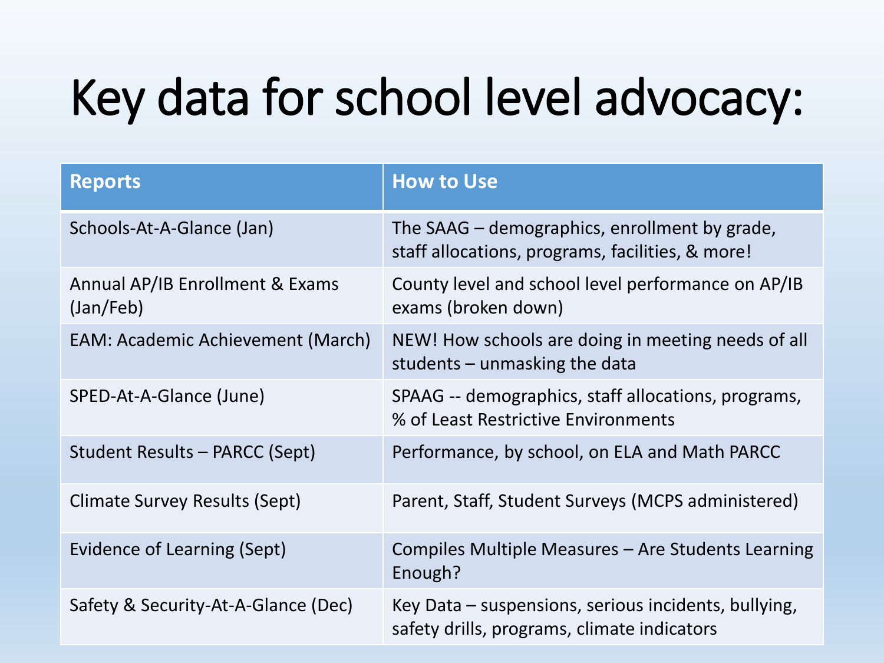# Key data for school level advocacy:

| Reports | How to Use |
| --- | --- |
| Schools-At-A-Glance (Jan) | The SAAG – demographics, enrollment by grade, staff allocations, programs, facilities, & more! |
| Annual AP/IB Enrollment & Exams (Jan/Feb) | County level and school level performance on AP/IB exams (broken down) |
| EAM: Academic Achievement (March) | NEW! How schools are doing in meeting needs of all students – unmasking the data |
| SPED-At-A-Glance (June) | SPAAG -- demographics, staff allocations, programs, % of Least Restrictive Environments |
| Student Results – PARCC (Sept) | Performance, by school, on ELA and Math PARCC |
| Climate Survey Results (Sept) | Parent, Staff, Student Surveys (MCPS administered) |
| Evidence of Learning (Sept) | Compiles Multiple Measures – Are Students Learning Enough? |
| Safety & Security-At-A-Glance (Dec) | Key Data – suspensions, serious incidents, bullying, safety drills, programs, climate indicators |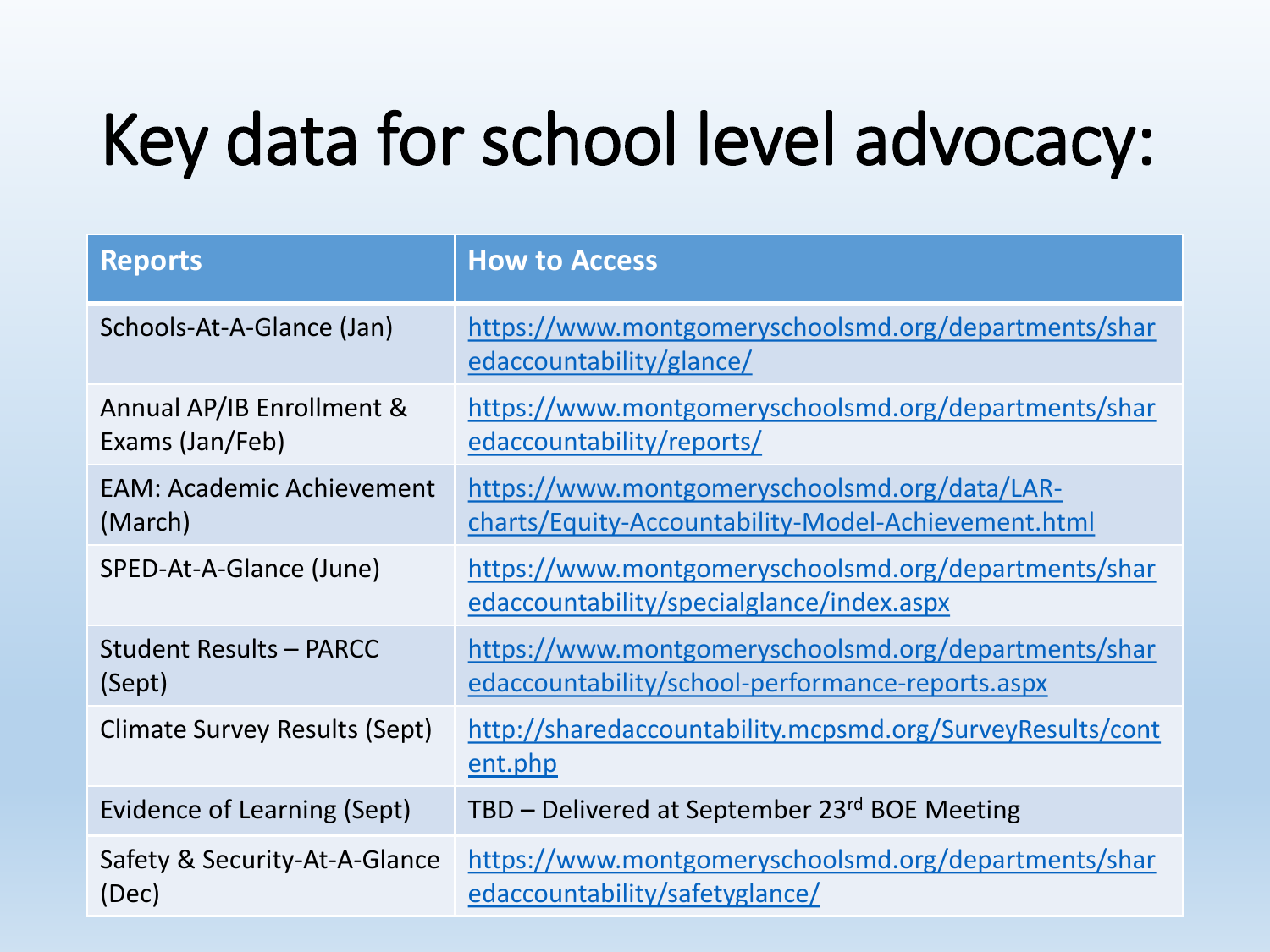# Key data for school level advocacy:

| Reports | How to Access |
| --- | --- |
| Schools-At-A-Glance (Jan) | https://www.montgomeryschoolsmd.org/departments/sharedaccountability/glance/ |
| Annual AP/IB Enrollment & Exams (Jan/Feb) | https://www.montgomeryschoolsmd.org/departments/sharedaccountability/reports/ |
| EAM: Academic Achievement (March) | https://www.montgomeryschoolsmd.org/data/LAR-charts/Equity-Accountability-Model-Achievement.html |
| SPED-At-A-Glance (June) | https://www.montgomeryschoolsmd.org/departments/sharedaccountability/specialglance/index.aspx |
| Student Results – PARCC (Sept) | https://www.montgomeryschoolsmd.org/departments/sharedaccountability/school-performance-reports.aspx |
| Climate Survey Results (Sept) | http://sharedaccountability.mcpsmd.org/SurveyResults/content.php |
| Evidence of Learning (Sept) | TBD – Delivered at September 23rd BOE Meeting |
| Safety & Security-At-A-Glance (Dec) | https://www.montgomeryschoolsmd.org/departments/sharedaccountability/safetyglance/ |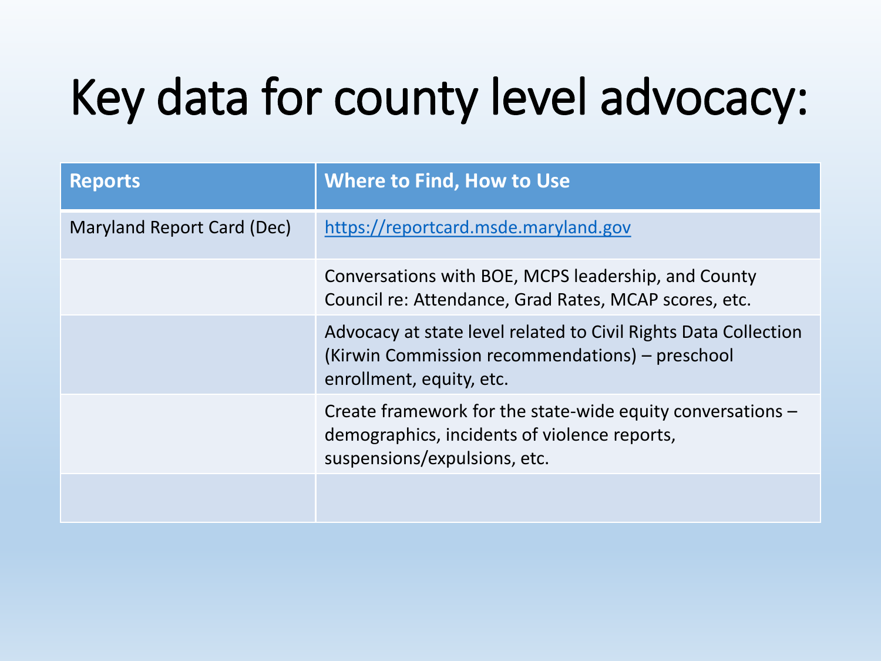# Key data for county level advocacy:

| Reports | Where to Find, How to Use |
| --- | --- |
| Maryland Report Card (Dec) | https://reportcard.msde.maryland.gov |
| | Conversations with BOE, MCPS leadership, and County Council re: Attendance, Grad Rates, MCAP scores, etc. |
| | Advocacy at state level related to Civil Rights Data Collection (Kirwin Commission recommendations) – preschool enrollment, equity, etc. |
| | Create framework for the state-wide equity conversations – demographics, incidents of violence reports, suspensions/expulsions, etc. |
| | |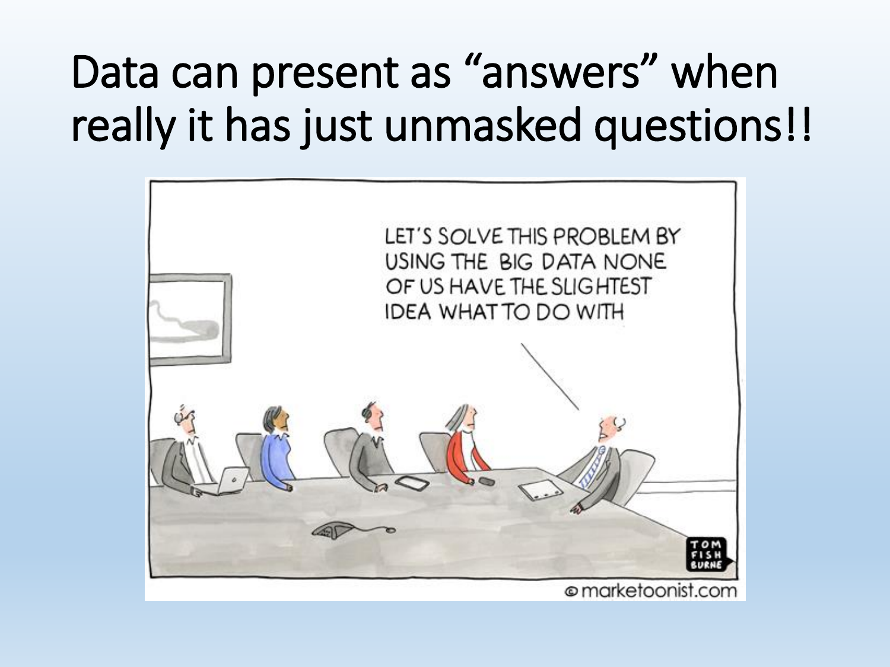# Data can present as "answers" when really it has just unmasked questions!!

LET'S SOLVE THIS PROBLEM BY USING THE BIG DATA NONE OF US HAVE THE SLIGHTEST IDEA WHAT TO DO WITH

TOM FISH BURNE

© marketoonist.com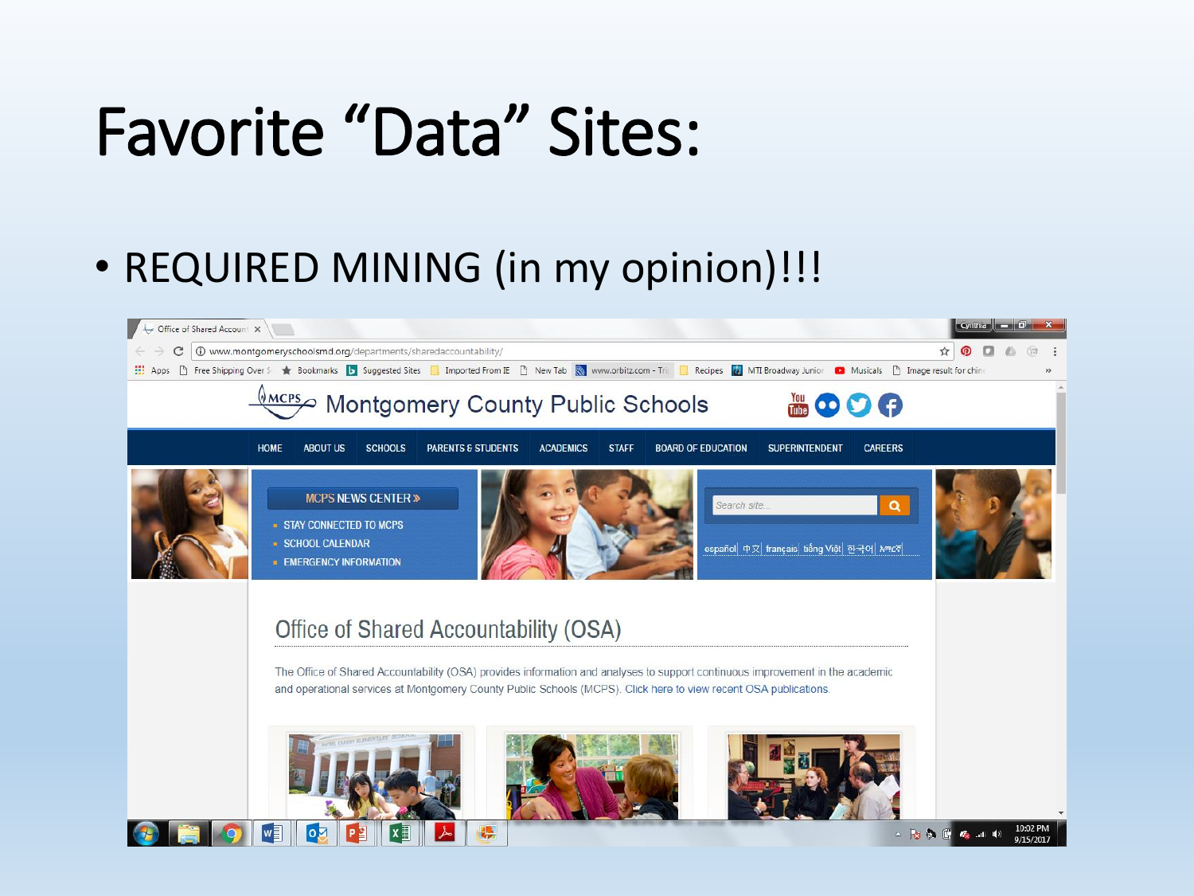# Favorite “Data” Sites:

- REQUIRED MINING (in my opinion)!!!

Montgomery County Public Schools

HOME | ABOUT US | SCHOOLS | PARENTS & STUDENTS | ACADEMICS | STAFF | BOARD OF EDUCATION | SUPERINTENDENT | CAREERS

MCPS NEWS CENTER »

- STAY CONNECTED TO MCPS
- SCHOOL CALENDAR
- EMERGENCY INFORMATION

español | 中文 | français | tiếng Việt | 한국어 | አማርኛ

## Office of Shared Accountability (OSA)

The Office of Shared Accountability (OSA) provides information and analyses to support continuous improvement in the academic and operational services at Montgomery County Public Schools (MCPS). Click here to view recent OSA publications.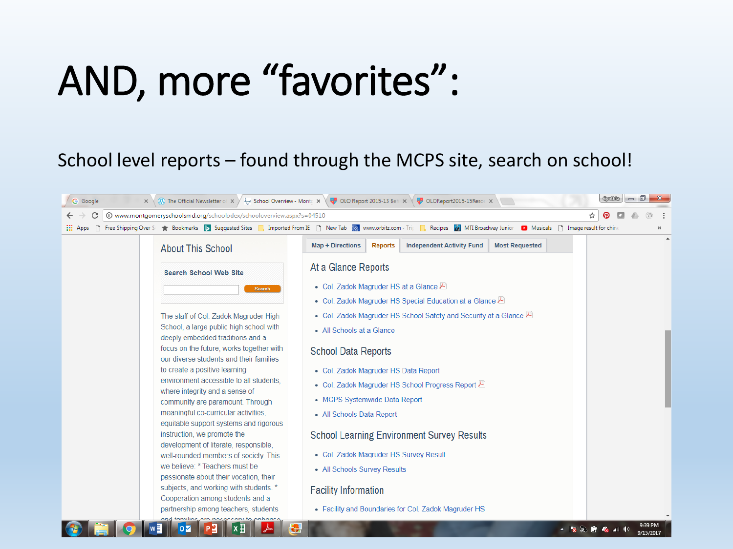# AND, more "favorites":

School level reports – found through the MCPS site, search on school!

## About This School

**Search School Web Site**

Search

The staff of Col. Zadok Magruder High School, a large public high school with deeply embedded traditions and a focus on the future, works together with our diverse students and their families to create a positive learning environment accessible to all students, where integrity and a sense of community are paramount. Through meaningful co-curricular activities, equitable support systems and rigorous instruction, we promote the development of literate, responsible, well-rounded members of society. This we believe: * Teachers must be passionate about their vocation, their subjects, and working with students. * Cooperation among students and a partnership among teachers, students and families are necessary to enhance

Map + Directions | Reports | Independent Activity Fund | Most Requested

### At a Glance Reports

- Col. Zadok Magruder HS at a Glance
- Col. Zadok Magruder HS Special Education at a Glance
- Col. Zadok Magruder HS School Safety and Security at a Glance
- All Schools at a Glance

### School Data Reports

- Col. Zadok Magruder HS Data Report
- Col. Zadok Magruder HS School Progress Report
- MCPS Systemwide Data Report
- All Schools Data Report

### School Learning Environment Survey Results

- Col. Zadok Magruder HS Survey Result
- All Schools Survey Results

### Facility Information

- Facility and Boundaries for Col. Zadok Magruder HS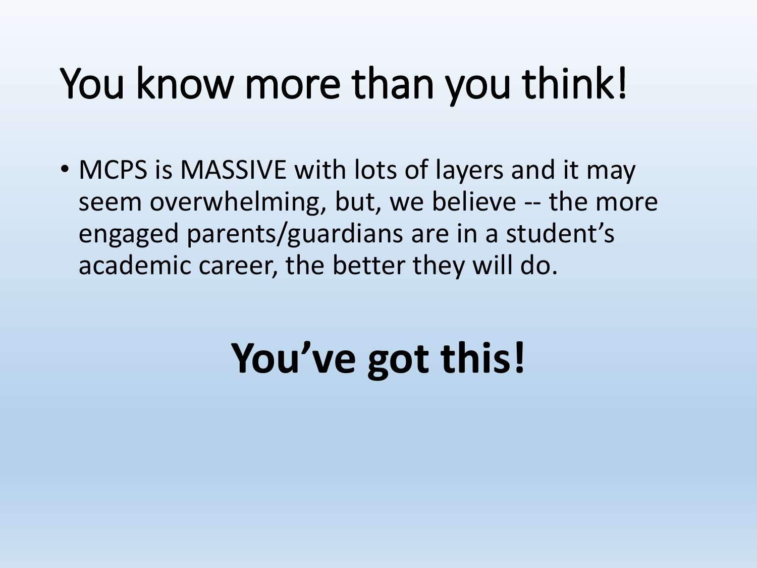# You know more than you think!

- MCPS is MASSIVE with lots of layers and it may seem overwhelming, but, we believe -- the more engaged parents/guardians are in a student's academic career, the better they will do.

## **You've got this!**